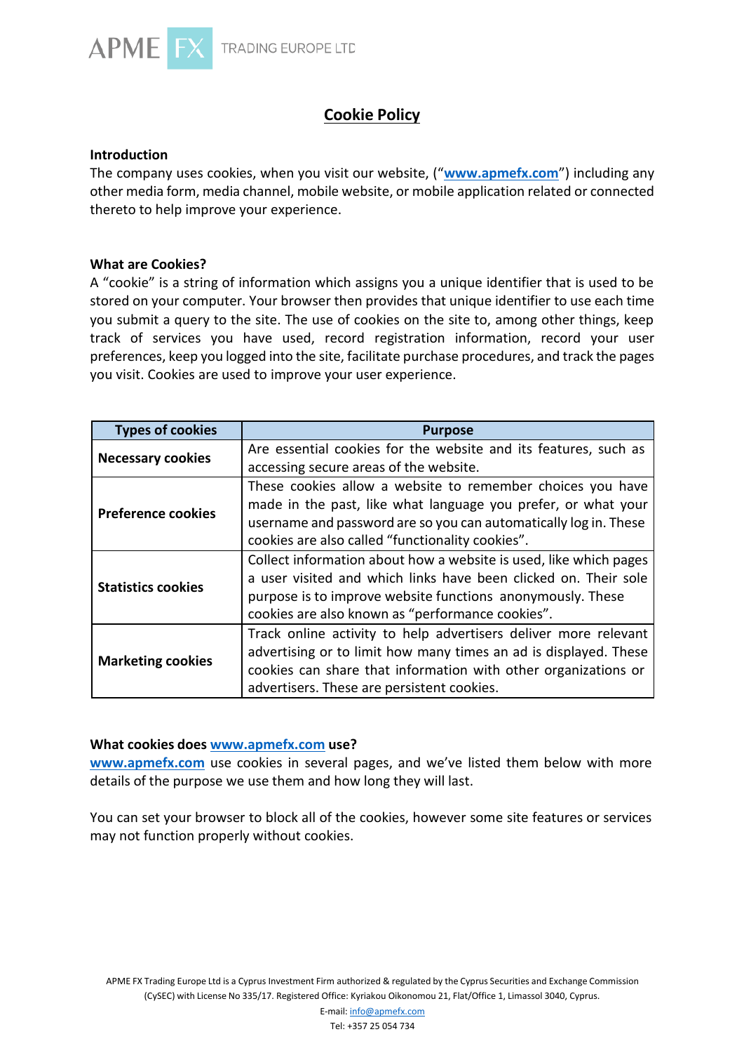# Cookie Policy

## Introduction

The company uses cookies, when you visit our website, ("**www.apmefx.com**") including any other media form, media channel, mobile website, or mobile application related or connected thereto to help improve your experience.

## What are Cookies?

A "cookie" is a string of information which assigns you a unique identifier that is used to be stored on your computer. Your browser then provides that unique identifier to use each time you submit a query to the site. The use of cookies on the site to, among other things, keep track of services you have used, record registration information, record your user preferences, keep you logged into the site, facilitate purchase procedures, and track the pages you visit. Cookies are used to improve your user experience.

| Types of cookies | Purpose |
|---|---|
| **Necessary cookies** | Are essential cookies for the website and its features, such as accessing secure areas of the website. |
| **Preference cookies** | These cookies allow a website to remember choices you have made in the past, like what language you prefer, or what your username and password are so you can automatically log in. These cookies are also called "functionality cookies". |
| **Statistics cookies** | Collect information about how a website is used, like which pages a user visited and which links have been clicked on. Their sole purpose is to improve website functions anonymously. These cookies are also known as "performance cookies". |
| **Marketing cookies** | Track online activity to help advertisers deliver more relevant advertising or to limit how many times an ad is displayed. These cookies can share that information with other organizations or advertisers. These are persistent cookies. |

## What cookies does www.apmefx.com use?

**www.apmefx.com** use cookies in several pages, and we've listed them below with more details of the purpose we use them and how long they will last.

You can set your browser to block all of the cookies, however some site features or services may not function properly without cookies.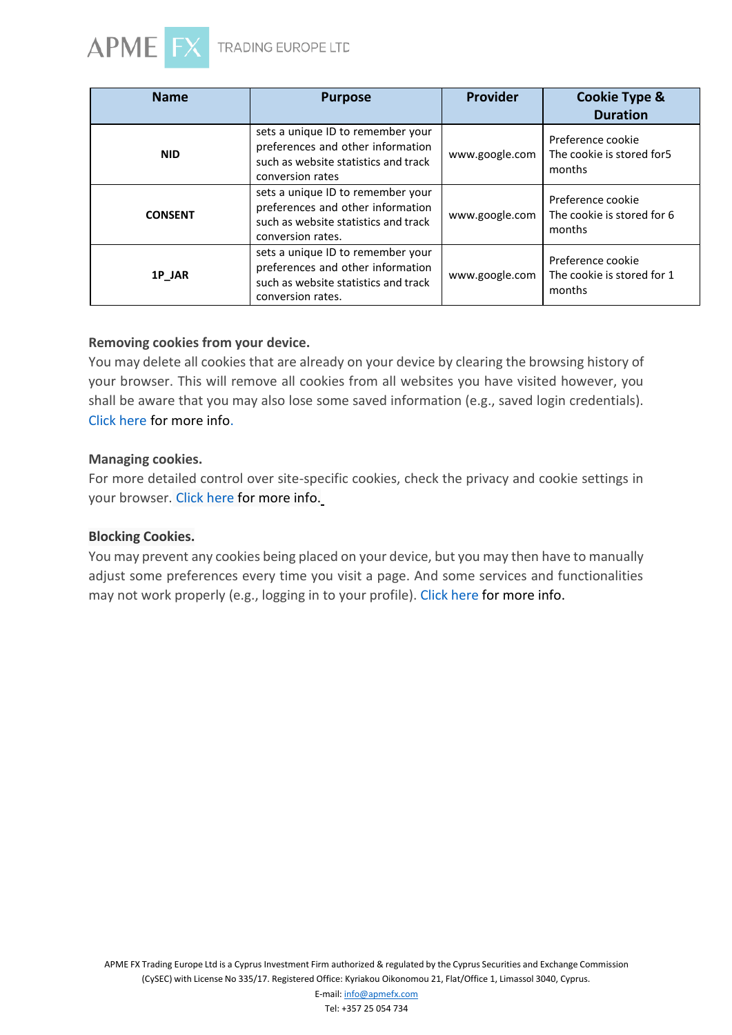| Name | Purpose | Provider | Cookie Type & Duration |
|---|---|---|---|
| **NID** | sets a unique ID to remember your preferences and other information such as website statistics and track conversion rates | www.google.com | Preference cookie The cookie is stored for5 months |
| **CONSENT** | sets a unique ID to remember your preferences and other information such as website statistics and track conversion rates. | www.google.com | Preference cookie The cookie is stored for 6 months |
| **1P_JAR** | sets a unique ID to remember your preferences and other information such as website statistics and track conversion rates. | www.google.com | Preference cookie The cookie is stored for 1 months |

**Removing cookies from your device.**

You may delete all cookies that are already on your device by clearing the browsing history of your browser. This will remove all cookies from all websites you have visited however, you shall be aware that you may also lose some saved information (e.g., saved login credentials). Click here for more info.

**Managing cookies.**

For more detailed control over site-specific cookies, check the privacy and cookie settings in your browser. Click here for more info.

**Blocking Cookies.**

You may prevent any cookies being placed on your device, but you may then have to manually adjust some preferences every time you visit a page. And some services and functionalities may not work properly (e.g., logging in to your profile). Click here for more info.